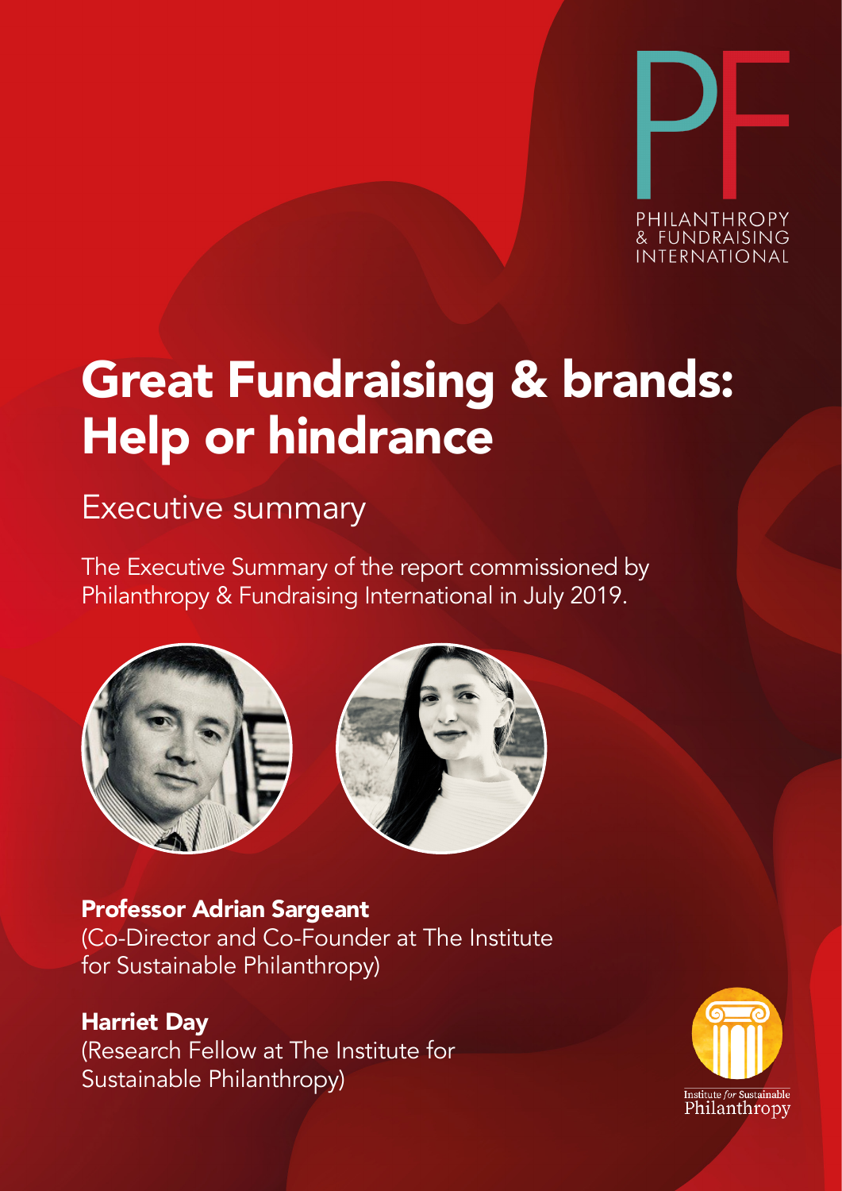PHILANTHROPY & FUNDRAISING INTERNATIONAL

# Great Fundraising & brands: Help or hindrance

## Executive summary

The Executive Summary of the report commissioned by Philanthropy & Fundraising International in July 2019.

**Professor Adrian Sargeant**
(Co-Director and Co-Founder at The Institute for Sustainable Philanthropy)

**Harriet Day**
(Research Fellow at The Institute for Sustainable Philanthropy)

Institute *for* Sustainable Philanthropy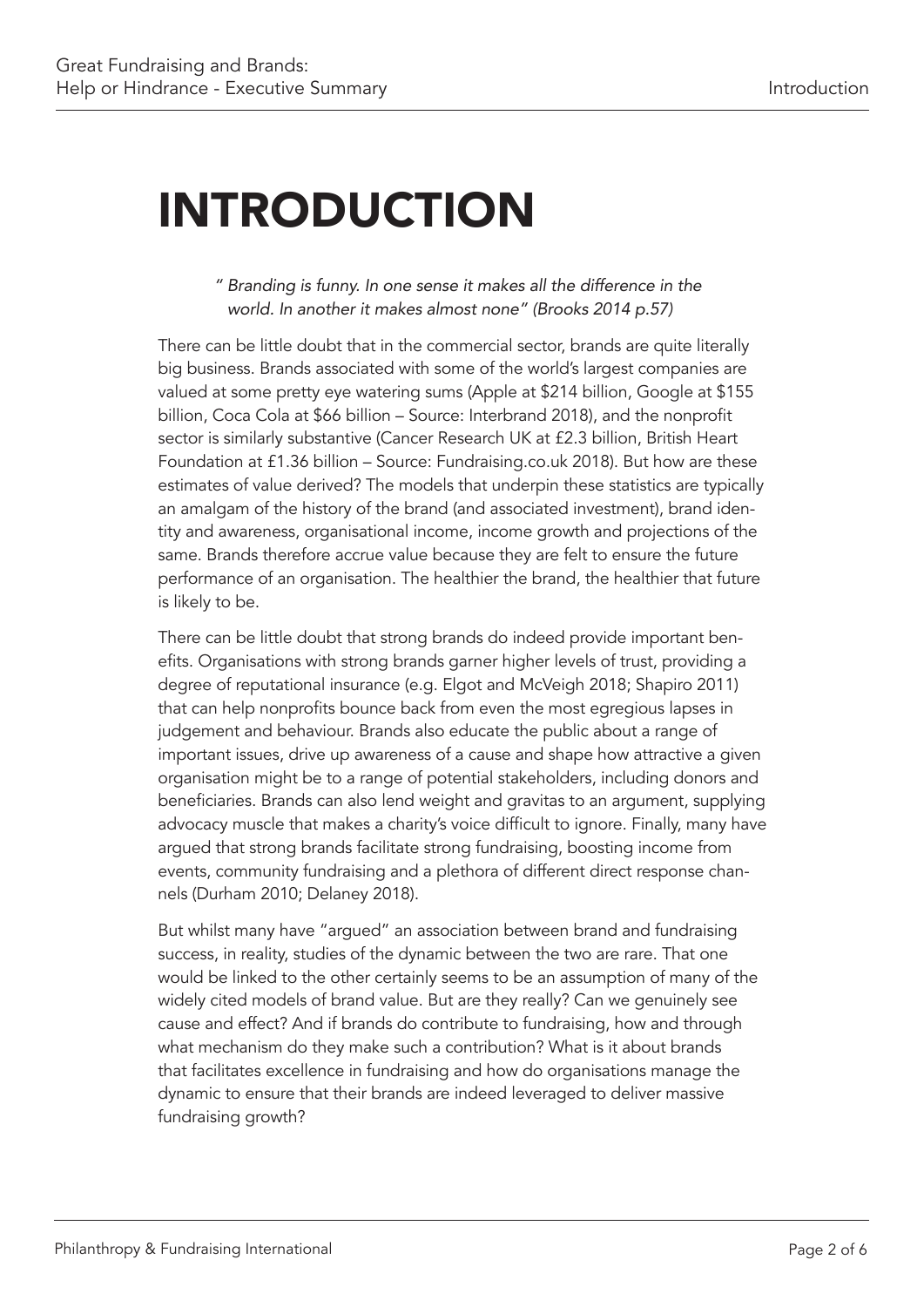# INTRODUCTION

> *" Branding is funny. In one sense it makes all the difference in the world. In another it makes almost none" (Brooks 2014 p.57)*

There can be little doubt that in the commercial sector, brands are quite literally big business. Brands associated with some of the world's largest companies are valued at some pretty eye watering sums (Apple at $214 billion, Google at $155 billion, Coca Cola at $66 billion – Source: Interbrand 2018), and the nonprofit sector is similarly substantive (Cancer Research UK at £2.3 billion, British Heart Foundation at £1.36 billion – Source: Fundraising.co.uk 2018). But how are these estimates of value derived? The models that underpin these statistics are typically an amalgam of the history of the brand (and associated investment), brand identity and awareness, organisational income, income growth and projections of the same. Brands therefore accrue value because they are felt to ensure the future performance of an organisation. The healthier the brand, the healthier that future is likely to be.

There can be little doubt that strong brands do indeed provide important benefits. Organisations with strong brands garner higher levels of trust, providing a degree of reputational insurance (e.g. Elgot and McVeigh 2018; Shapiro 2011) that can help nonprofits bounce back from even the most egregious lapses in judgement and behaviour. Brands also educate the public about a range of important issues, drive up awareness of a cause and shape how attractive a given organisation might be to a range of potential stakeholders, including donors and beneficiaries. Brands can also lend weight and gravitas to an argument, supplying advocacy muscle that makes a charity's voice difficult to ignore. Finally, many have argued that strong brands facilitate strong fundraising, boosting income from events, community fundraising and a plethora of different direct response channels (Durham 2010; Delaney 2018).

But whilst many have "argued" an association between brand and fundraising success, in reality, studies of the dynamic between the two are rare. That one would be linked to the other certainly seems to be an assumption of many of the widely cited models of brand value. But are they really? Can we genuinely see cause and effect? And if brands do contribute to fundraising, how and through what mechanism do they make such a contribution? What is it about brands that facilitates excellence in fundraising and how do organisations manage the dynamic to ensure that their brands are indeed leveraged to deliver massive fundraising growth?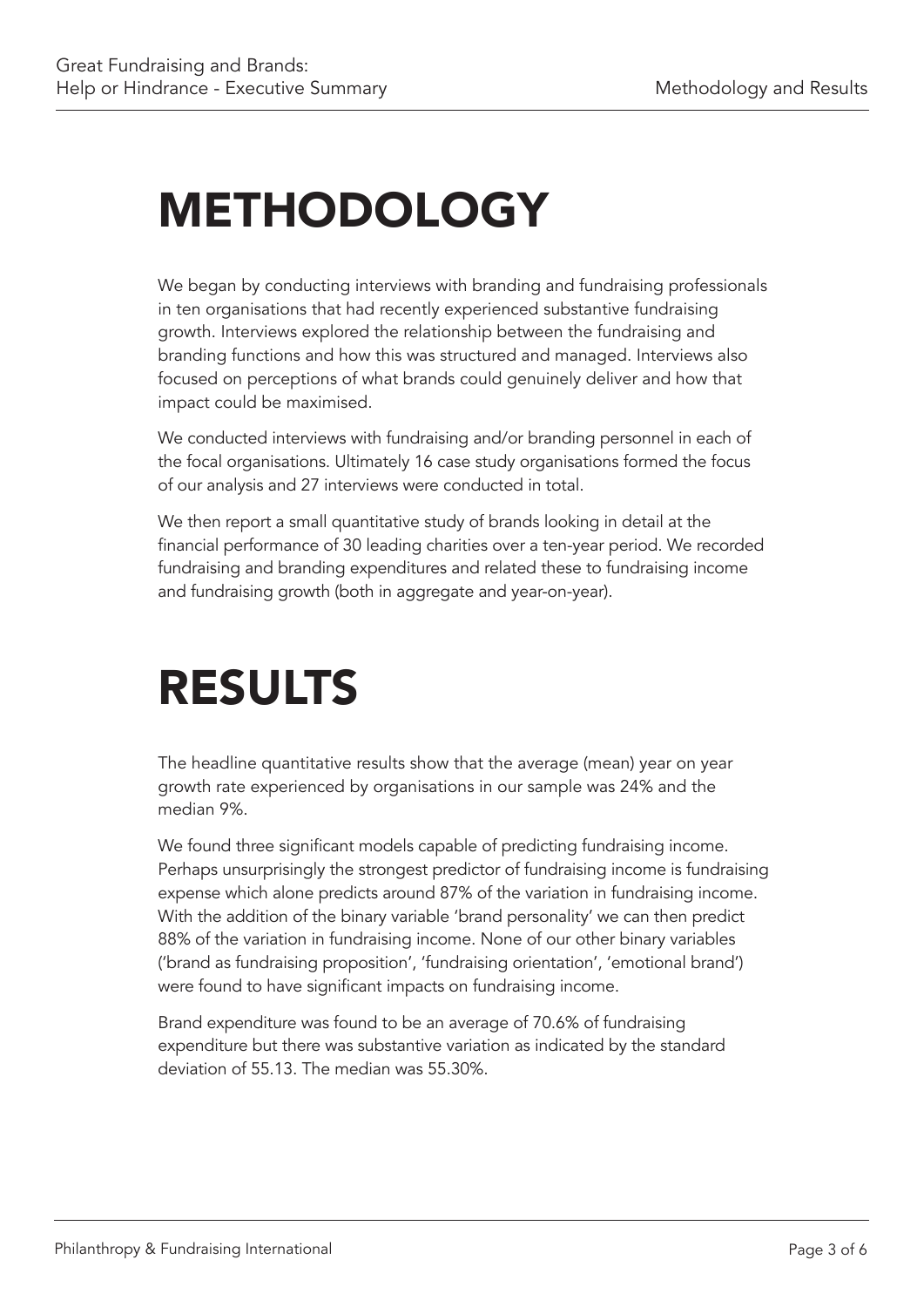# METHODOLOGY

We began by conducting interviews with branding and fundraising professionals in ten organisations that had recently experienced substantive fundraising growth. Interviews explored the relationship between the fundraising and branding functions and how this was structured and managed. Interviews also focused on perceptions of what brands could genuinely deliver and how that impact could be maximised.

We conducted interviews with fundraising and/or branding personnel in each of the focal organisations. Ultimately 16 case study organisations formed the focus of our analysis and 27 interviews were conducted in total.

We then report a small quantitative study of brands looking in detail at the financial performance of 30 leading charities over a ten-year period. We recorded fundraising and branding expenditures and related these to fundraising income and fundraising growth (both in aggregate and year-on-year).

# RESULTS

The headline quantitative results show that the average (mean) year on year growth rate experienced by organisations in our sample was 24% and the median 9%.

We found three significant models capable of predicting fundraising income. Perhaps unsurprisingly the strongest predictor of fundraising income is fundraising expense which alone predicts around 87% of the variation in fundraising income. With the addition of the binary variable 'brand personality' we can then predict 88% of the variation in fundraising income. None of our other binary variables ('brand as fundraising proposition', 'fundraising orientation', 'emotional brand') were found to have significant impacts on fundraising income.

Brand expenditure was found to be an average of 70.6% of fundraising expenditure but there was substantive variation as indicated by the standard deviation of 55.13. The median was 55.30%.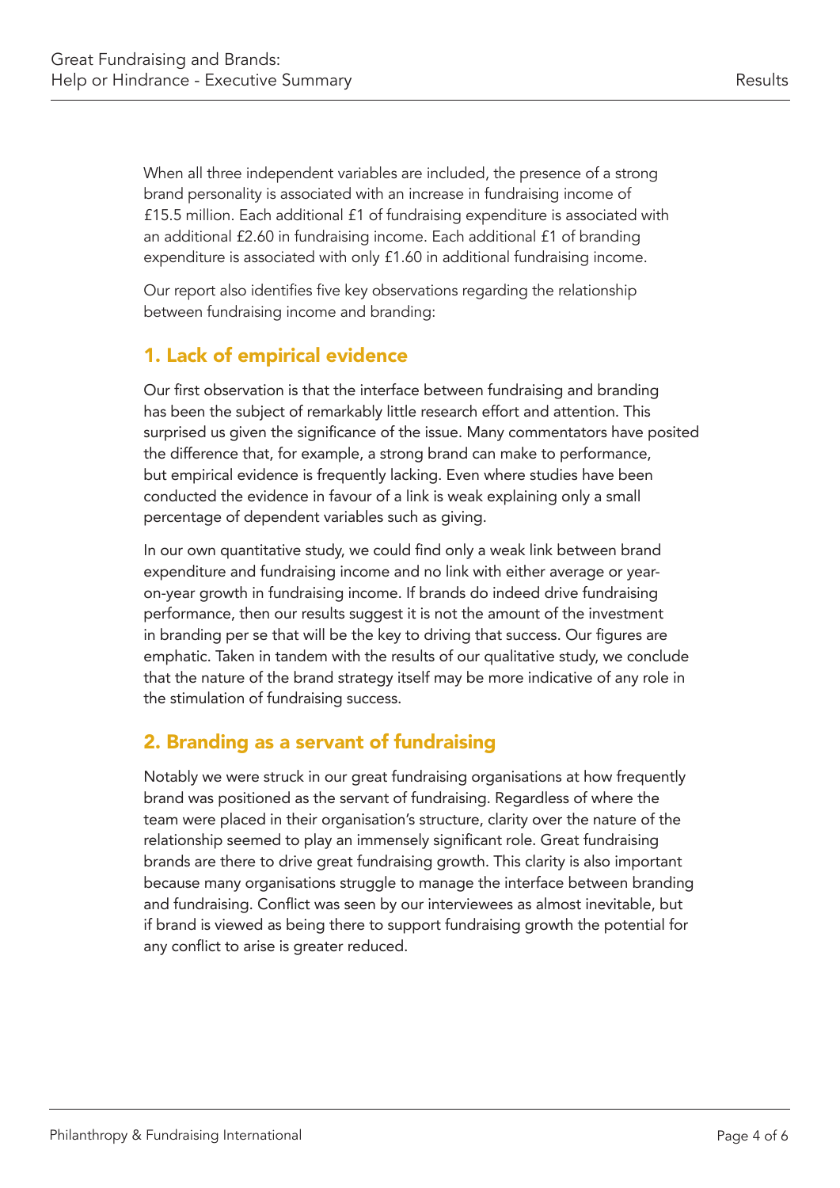When all three independent variables are included, the presence of a strong brand personality is associated with an increase in fundraising income of £15.5 million. Each additional £1 of fundraising expenditure is associated with an additional £2.60 in fundraising income. Each additional £1 of branding expenditure is associated with only £1.60 in additional fundraising income.

Our report also identifies five key observations regarding the relationship between fundraising income and branding:

## 1. Lack of empirical evidence

Our first observation is that the interface between fundraising and branding has been the subject of remarkably little research effort and attention. This surprised us given the significance of the issue. Many commentators have posited the difference that, for example, a strong brand can make to performance, but empirical evidence is frequently lacking. Even where studies have been conducted the evidence in favour of a link is weak explaining only a small percentage of dependent variables such as giving.

In our own quantitative study, we could find only a weak link between brand expenditure and fundraising income and no link with either average or year-on-year growth in fundraising income. If brands do indeed drive fundraising performance, then our results suggest it is not the amount of the investment in branding per se that will be the key to driving that success. Our figures are emphatic. Taken in tandem with the results of our qualitative study, we conclude that the nature of the brand strategy itself may be more indicative of any role in the stimulation of fundraising success.

## 2. Branding as a servant of fundraising

Notably we were struck in our great fundraising organisations at how frequently brand was positioned as the servant of fundraising. Regardless of where the team were placed in their organisation's structure, clarity over the nature of the relationship seemed to play an immensely significant role. Great fundraising brands are there to drive great fundraising growth. This clarity is also important because many organisations struggle to manage the interface between branding and fundraising. Conflict was seen by our interviewees as almost inevitable, but if brand is viewed as being there to support fundraising growth the potential for any conflict to arise is greater reduced.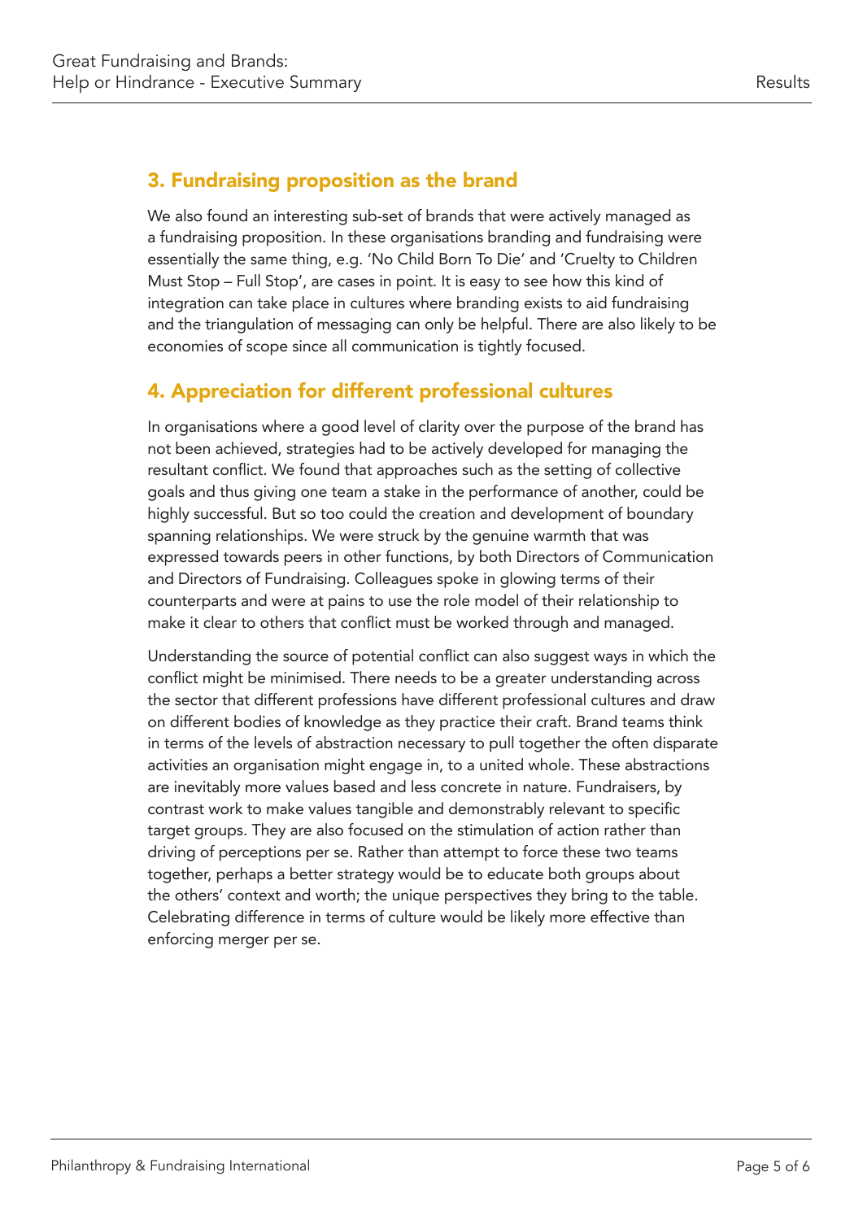## 3. Fundraising proposition as the brand

We also found an interesting sub-set of brands that were actively managed as a fundraising proposition. In these organisations branding and fundraising were essentially the same thing, e.g. 'No Child Born To Die' and 'Cruelty to Children Must Stop – Full Stop', are cases in point. It is easy to see how this kind of integration can take place in cultures where branding exists to aid fundraising and the triangulation of messaging can only be helpful. There are also likely to be economies of scope since all communication is tightly focused.

## 4. Appreciation for different professional cultures

In organisations where a good level of clarity over the purpose of the brand has not been achieved, strategies had to be actively developed for managing the resultant conflict. We found that approaches such as the setting of collective goals and thus giving one team a stake in the performance of another, could be highly successful. But so too could the creation and development of boundary spanning relationships. We were struck by the genuine warmth that was expressed towards peers in other functions, by both Directors of Communication and Directors of Fundraising. Colleagues spoke in glowing terms of their counterparts and were at pains to use the role model of their relationship to make it clear to others that conflict must be worked through and managed.

Understanding the source of potential conflict can also suggest ways in which the conflict might be minimised. There needs to be a greater understanding across the sector that different professions have different professional cultures and draw on different bodies of knowledge as they practice their craft. Brand teams think in terms of the levels of abstraction necessary to pull together the often disparate activities an organisation might engage in, to a united whole. These abstractions are inevitably more values based and less concrete in nature. Fundraisers, by contrast work to make values tangible and demonstrably relevant to specific target groups. They are also focused on the stimulation of action rather than driving of perceptions per se. Rather than attempt to force these two teams together, perhaps a better strategy would be to educate both groups about the others' context and worth; the unique perspectives they bring to the table. Celebrating difference in terms of culture would be likely more effective than enforcing merger per se.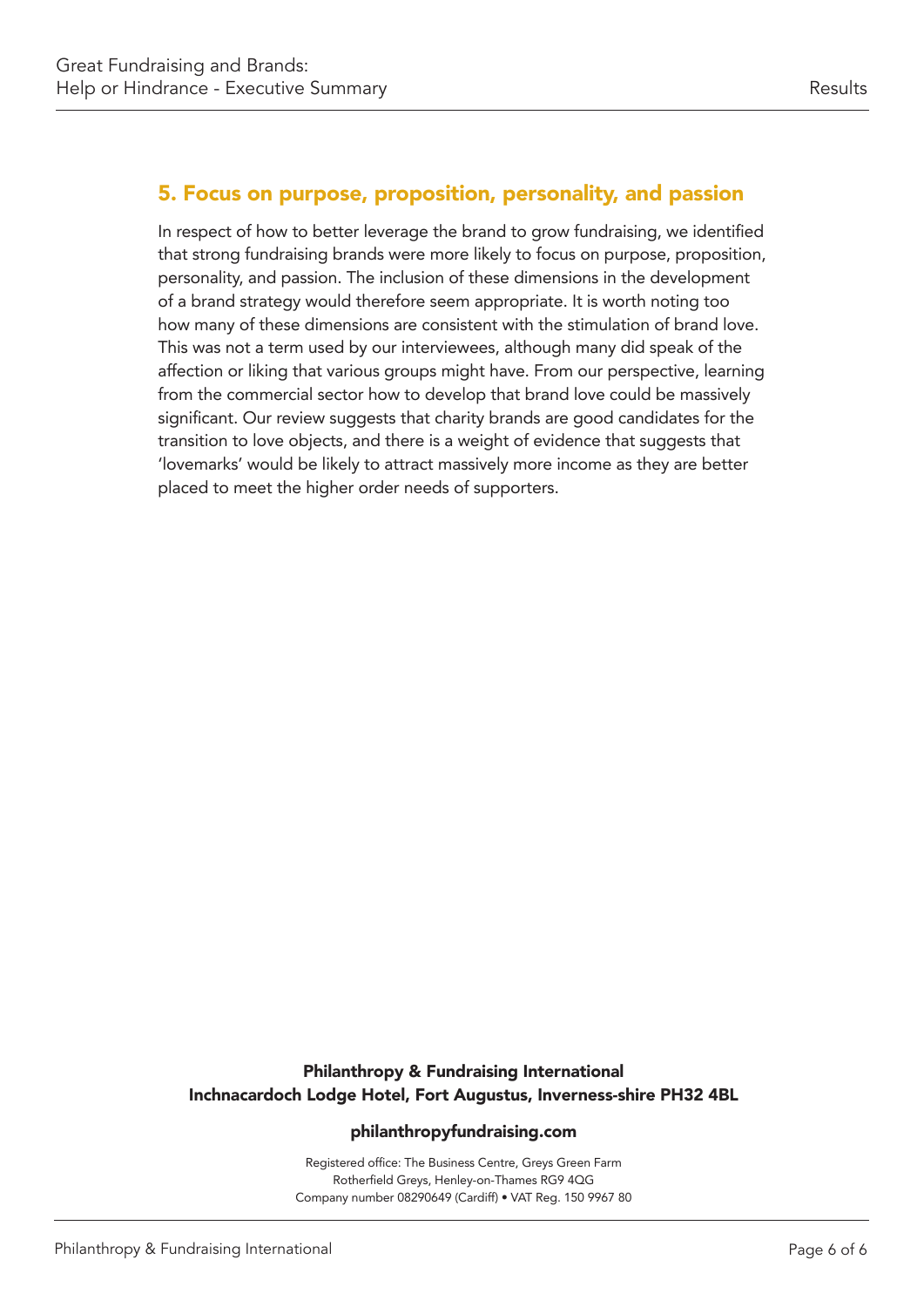## 5. Focus on purpose, proposition, personality, and passion

In respect of how to better leverage the brand to grow fundraising, we identified that strong fundraising brands were more likely to focus on purpose, proposition, personality, and passion. The inclusion of these dimensions in the development of a brand strategy would therefore seem appropriate. It is worth noting too how many of these dimensions are consistent with the stimulation of brand love. This was not a term used by our interviewees, although many did speak of the affection or liking that various groups might have. From our perspective, learning from the commercial sector how to develop that brand love could be massively significant. Our review suggests that charity brands are good candidates for the transition to love objects, and there is a weight of evidence that suggests that 'lovemarks' would be likely to attract massively more income as they are better placed to meet the higher order needs of supporters.

**Philanthropy & Fundraising International**
**Inchnacardoch Lodge Hotel, Fort Augustus, Inverness-shire PH32 4BL**

**philanthropyfundraising.com**

Registered office: The Business Centre, Greys Green Farm
Rotherfield Greys, Henley-on-Thames RG9 4QG
Company number 08290649 (Cardiff) • VAT Reg. 150 9967 80